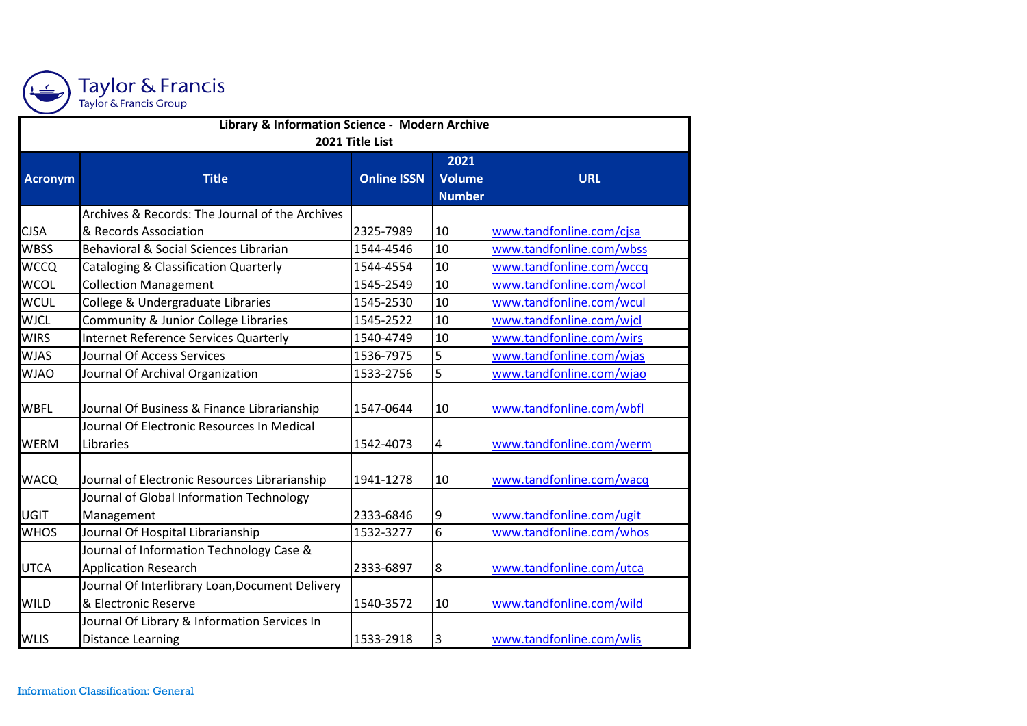Taylor & Francis
Taylor & Francis Group

## Library & Information Science - Modern Archive
### 2021 Title List

| Acronym | Title | Online ISSN | 2021 Volume Number | URL |
|---|---|---|---|---|
| CJSA | Archives & Records: The Journal of the Archives & Records Association | 2325-7989 | 10 | www.tandfonline.com/cjsa |
| WBSS | Behavioral & Social Sciences Librarian | 1544-4546 | 10 | www.tandfonline.com/wbss |
| WCCQ | Cataloging & Classification Quarterly | 1544-4554 | 10 | www.tandfonline.com/wccq |
| WCOL | Collection Management | 1545-2549 | 10 | www.tandfonline.com/wcol |
| WCUL | College & Undergraduate Libraries | 1545-2530 | 10 | www.tandfonline.com/wcul |
| WJCL | Community & Junior College Libraries | 1545-2522 | 10 | www.tandfonline.com/wjcl |
| WIRS | Internet Reference Services Quarterly | 1540-4749 | 10 | www.tandfonline.com/wirs |
| WJAS | Journal Of Access Services | 1536-7975 | 5 | www.tandfonline.com/wjas |
| WJAO | Journal Of Archival Organization | 1533-2756 | 5 | www.tandfonline.com/wjao |
| WBFL | Journal Of Business & Finance Librarianship | 1547-0644 | 10 | www.tandfonline.com/wbfl |
| WERM | Journal Of Electronic Resources In Medical Libraries | 1542-4073 | 4 | www.tandfonline.com/werm |
| WACQ | Journal of Electronic Resources Librarianship | 1941-1278 | 10 | www.tandfonline.com/wacq |
| UGIT | Journal of Global Information Technology Management | 2333-6846 | 9 | www.tandfonline.com/ugit |
| WHOS | Journal Of Hospital Librarianship | 1532-3277 | 6 | www.tandfonline.com/whos |
| UTCA | Journal of Information Technology Case & Application Research | 2333-6897 | 8 | www.tandfonline.com/utca |
| WILD | Journal Of Interlibrary Loan,Document Delivery & Electronic Reserve | 1540-3572 | 10 | www.tandfonline.com/wild |
| WLIS | Journal Of Library & Information Services In Distance Learning | 1533-2918 | 3 | www.tandfonline.com/wlis |

Information Classification: General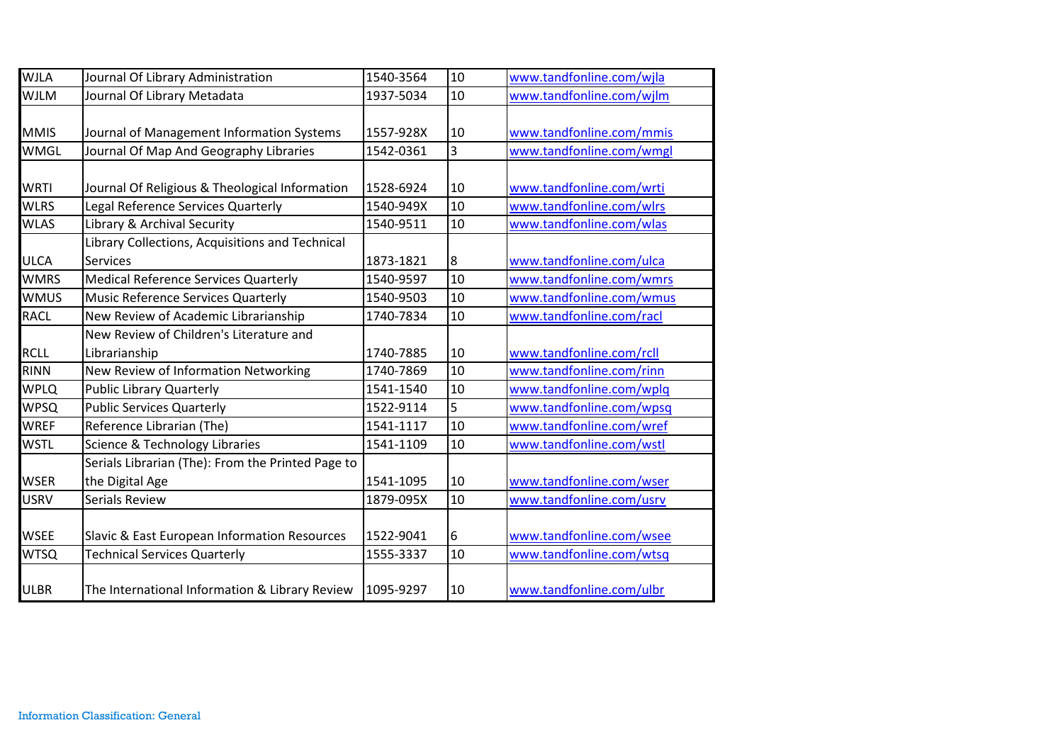| | | | | |
|---|---|---|---|---|
| WJLA | Journal Of Library Administration | 1540-3564 | 10 | www.tandfonline.com/wjla |
| WJLM | Journal Of Library Metadata | 1937-5034 | 10 | www.tandfonline.com/wjlm |
| MMIS | Journal of Management Information Systems | 1557-928X | 10 | www.tandfonline.com/mmis |
| WMGL | Journal Of Map And Geography Libraries | 1542-0361 | 3 | www.tandfonline.com/wmgl |
| WRTI | Journal Of Religious & Theological Information | 1528-6924 | 10 | www.tandfonline.com/wrti |
| WLRS | Legal Reference Services Quarterly | 1540-949X | 10 | www.tandfonline.com/wlrs |
| WLAS | Library & Archival Security | 1540-9511 | 10 | www.tandfonline.com/wlas |
| ULCA | Library Collections, Acquisitions and Technical Services | 1873-1821 | 8 | www.tandfonline.com/ulca |
| WMRS | Medical Reference Services Quarterly | 1540-9597 | 10 | www.tandfonline.com/wmrs |
| WMUS | Music Reference Services Quarterly | 1540-9503 | 10 | www.tandfonline.com/wmus |
| RACL | New Review of Academic Librarianship | 1740-7834 | 10 | www.tandfonline.com/racl |
| RCLL | New Review of Children's Literature and Librarianship | 1740-7885 | 10 | www.tandfonline.com/rcll |
| RINN | New Review of Information Networking | 1740-7869 | 10 | www.tandfonline.com/rinn |
| WPLQ | Public Library Quarterly | 1541-1540 | 10 | www.tandfonline.com/wplq |
| WPSQ | Public Services Quarterly | 1522-9114 | 5 | www.tandfonline.com/wpsq |
| WREF | Reference Librarian (The) | 1541-1117 | 10 | www.tandfonline.com/wref |
| WSTL | Science & Technology Libraries | 1541-1109 | 10 | www.tandfonline.com/wstl |
| WSER | Serials Librarian (The): From the Printed Page to the Digital Age | 1541-1095 | 10 | www.tandfonline.com/wser |
| USRV | Serials Review | 1879-095X | 10 | www.tandfonline.com/usrv |
| WSEE | Slavic & East European Information Resources | 1522-9041 | 6 | www.tandfonline.com/wsee |
| WTSQ | Technical Services Quarterly | 1555-3337 | 10 | www.tandfonline.com/wtsq |
| ULBR | The International Information & Library Review | 1095-9297 | 10 | www.tandfonline.com/ulbr |

Information Classification: General